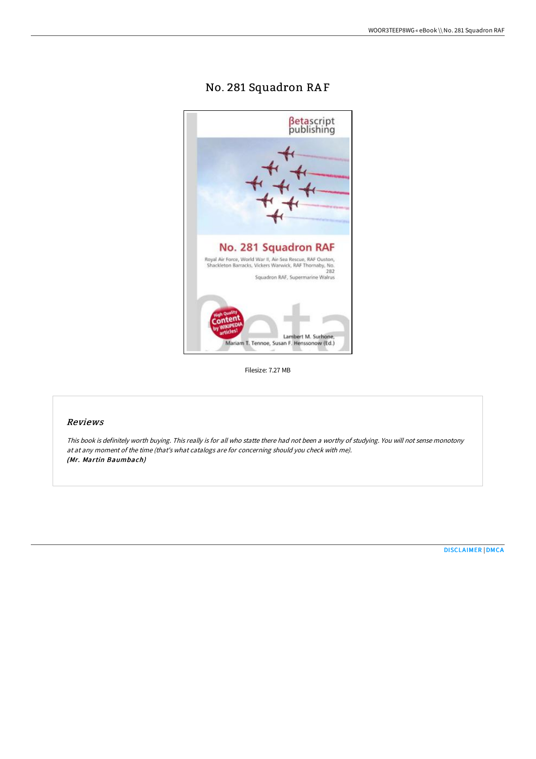# No. 281 Squadron RAF

Filesize: 7.27 MB

## Reviews

*This book is definitely worth buying. This really is for all who statte there had not been a worthy of studying. You will not sense monotony at at any moment of the time (that's what catalogs are for concerning should you check with me).*
***(Mr. Martin Baumbach)***

DISCLAIMER | DMCA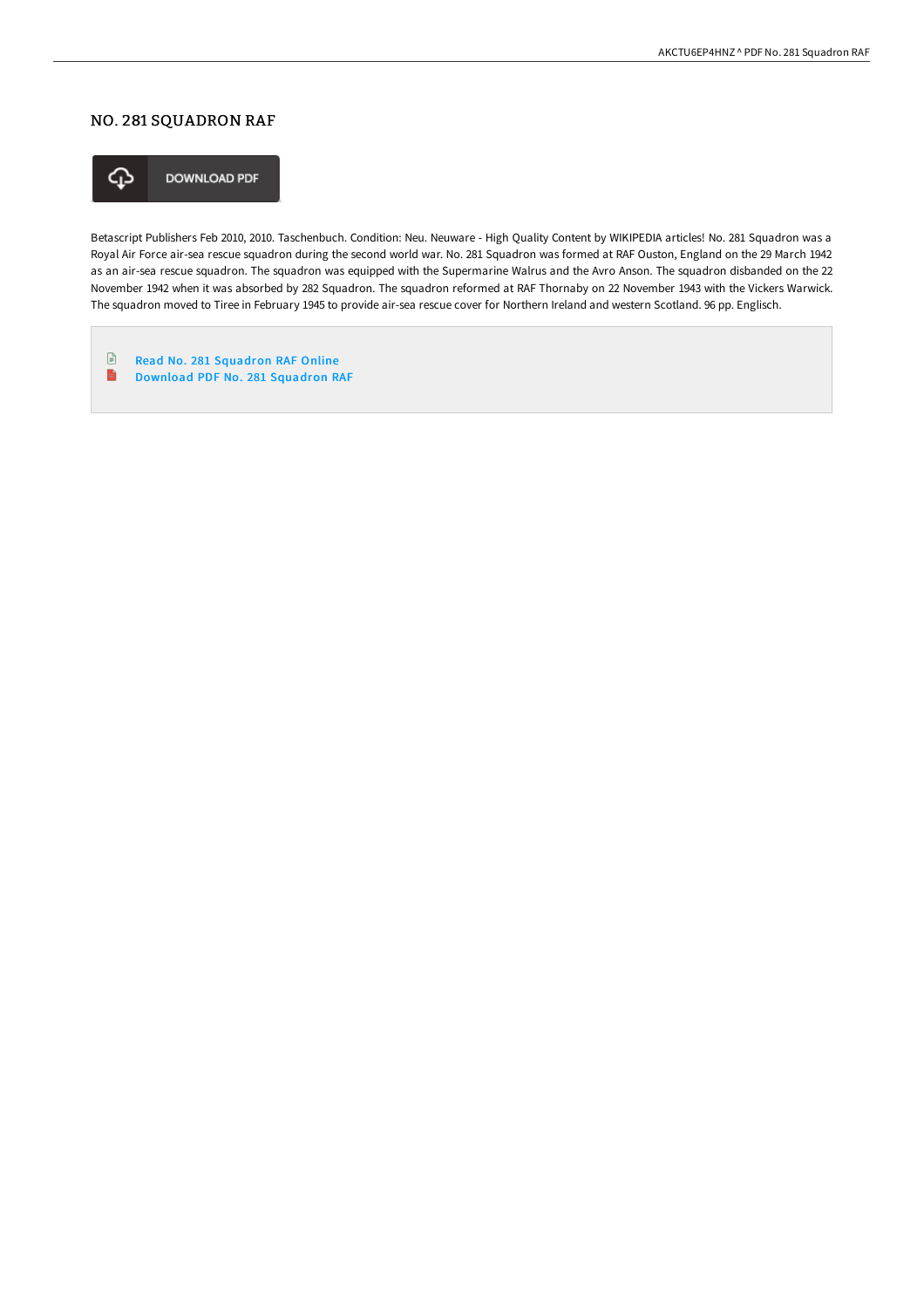# NO. 281 SQUADRON RAF

DOWNLOAD PDF

Betascript Publishers Feb 2010, 2010. Taschenbuch. Condition: Neu. Neuware - High Quality Content by WIKIPEDIA articles! No. 281 Squadron was a Royal Air Force air-sea rescue squadron during the second world war. No. 281 Squadron was formed at RAF Ouston, England on the 29 March 1942 as an air-sea rescue squadron. The squadron was equipped with the Supermarine Walrus and the Avro Anson. The squadron disbanded on the 22 November 1942 when it was absorbed by 282 Squadron. The squadron reformed at RAF Thornaby on 22 November 1943 with the Vickers Warwick. The squadron moved to Tiree in February 1945 to provide air-sea rescue cover for Northern Ireland and western Scotland. 96 pp. Englisch.

- Read No. 281 Squadron RAF Online
- Download PDF No. 281 Squadron RAF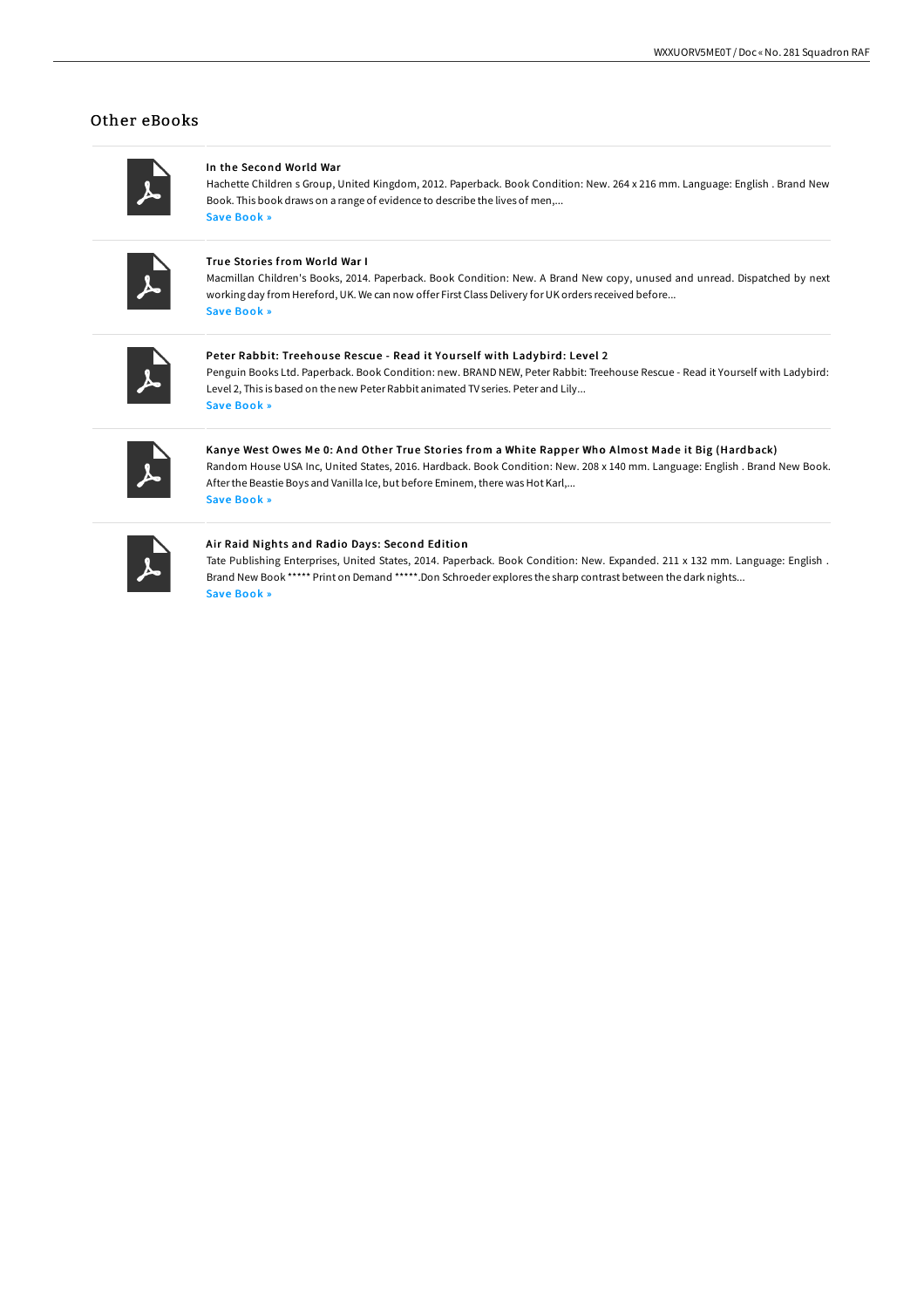## Other eBooks

### In the Second World War

Hachette Children s Group, United Kingdom, 2012. Paperback. Book Condition: New. 264 x 216 mm. Language: English . Brand New Book. This book draws on a range of evidence to describe the lives of men,...

Save Book »

### True Stories from World War I

Macmillan Children's Books, 2014. Paperback. Book Condition: New. A Brand New copy, unused and unread. Dispatched by next working day from Hereford, UK. We can now offer First Class Delivery for UK orders received before...

Save Book »

### Peter Rabbit: Treehouse Rescue - Read it Yourself with Ladybird: Level 2

Penguin Books Ltd. Paperback. Book Condition: new. BRAND NEW, Peter Rabbit: Treehouse Rescue - Read it Yourself with Ladybird: Level 2, This is based on the new Peter Rabbit animated TV series. Peter and Lily...

Save Book »

### Kanye West Owes Me 0: And Other True Stories from a White Rapper Who Almost Made it Big (Hardback)

Random House USA Inc, United States, 2016. Hardback. Book Condition: New. 208 x 140 mm. Language: English . Brand New Book. After the Beastie Boys and Vanilla Ice, but before Eminem, there was Hot Karl,...

Save Book »

### Air Raid Nights and Radio Days: Second Edition

Tate Publishing Enterprises, United States, 2014. Paperback. Book Condition: New. Expanded. 211 x 132 mm. Language: English . Brand New Book ***** Print on Demand *****.Don Schroeder explores the sharp contrast between the dark nights...

Save Book »